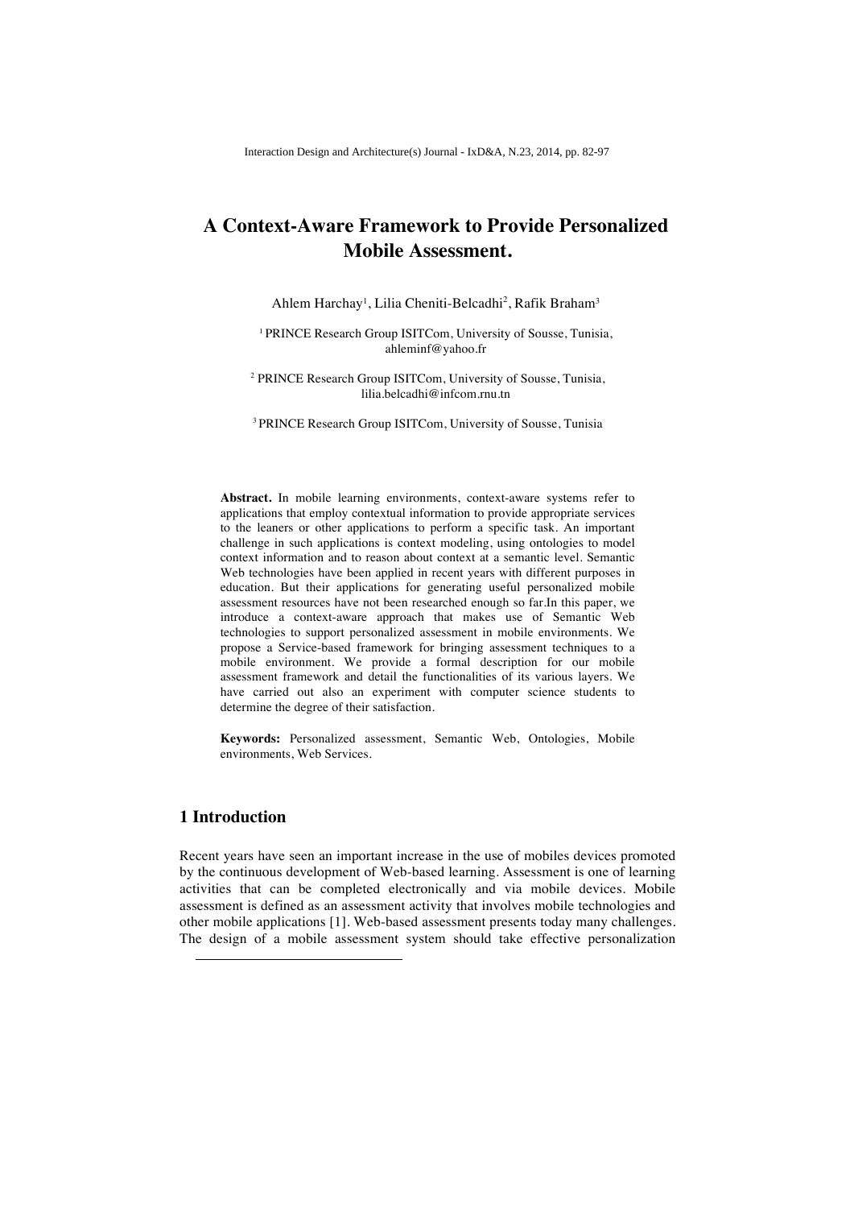# A Context-Aware Framework to Provide Personalized Mobile Assessment.

Ahlem Harchay[1], Lilia Cheniti-Belcadhi[2], Rafik Braham[3]

[1] PRINCE Research Group ISITCom, University of Sousse, Tunisia, ahleminf@yahoo.fr

[2] PRINCE Research Group ISITCom, University of Sousse, Tunisia, lilia.belcadhi@infcom.rnu.tn

[3] PRINCE Research Group ISITCom, University of Sousse, Tunisia

**Abstract.** In mobile learning environments, context-aware systems refer to applications that employ contextual information to provide appropriate services to the leaners or other applications to perform a specific task. An important challenge in such applications is context modeling, using ontologies to model context information and to reason about context at a semantic level. Semantic Web technologies have been applied in recent years with different purposes in education. But their applications for generating useful personalized mobile assessment resources have not been researched enough so far.In this paper, we introduce a context-aware approach that makes use of Semantic Web technologies to support personalized assessment in mobile environments. We propose a Service-based framework for bringing assessment techniques to a mobile environment. We provide a formal description for our mobile assessment framework and detail the functionalities of its various layers. We have carried out also an experiment with computer science students to determine the degree of their satisfaction.

**Keywords:** Personalized assessment, Semantic Web, Ontologies, Mobile environments, Web Services.

## 1 Introduction

Recent years have seen an important increase in the use of mobiles devices promoted by the continuous development of Web-based learning. Assessment is one of learning activities that can be completed electronically and via mobile devices. Mobile assessment is defined as an assessment activity that involves mobile technologies and other mobile applications [1]. Web-based assessment presents today many challenges. The design of a mobile assessment system should take effective personalization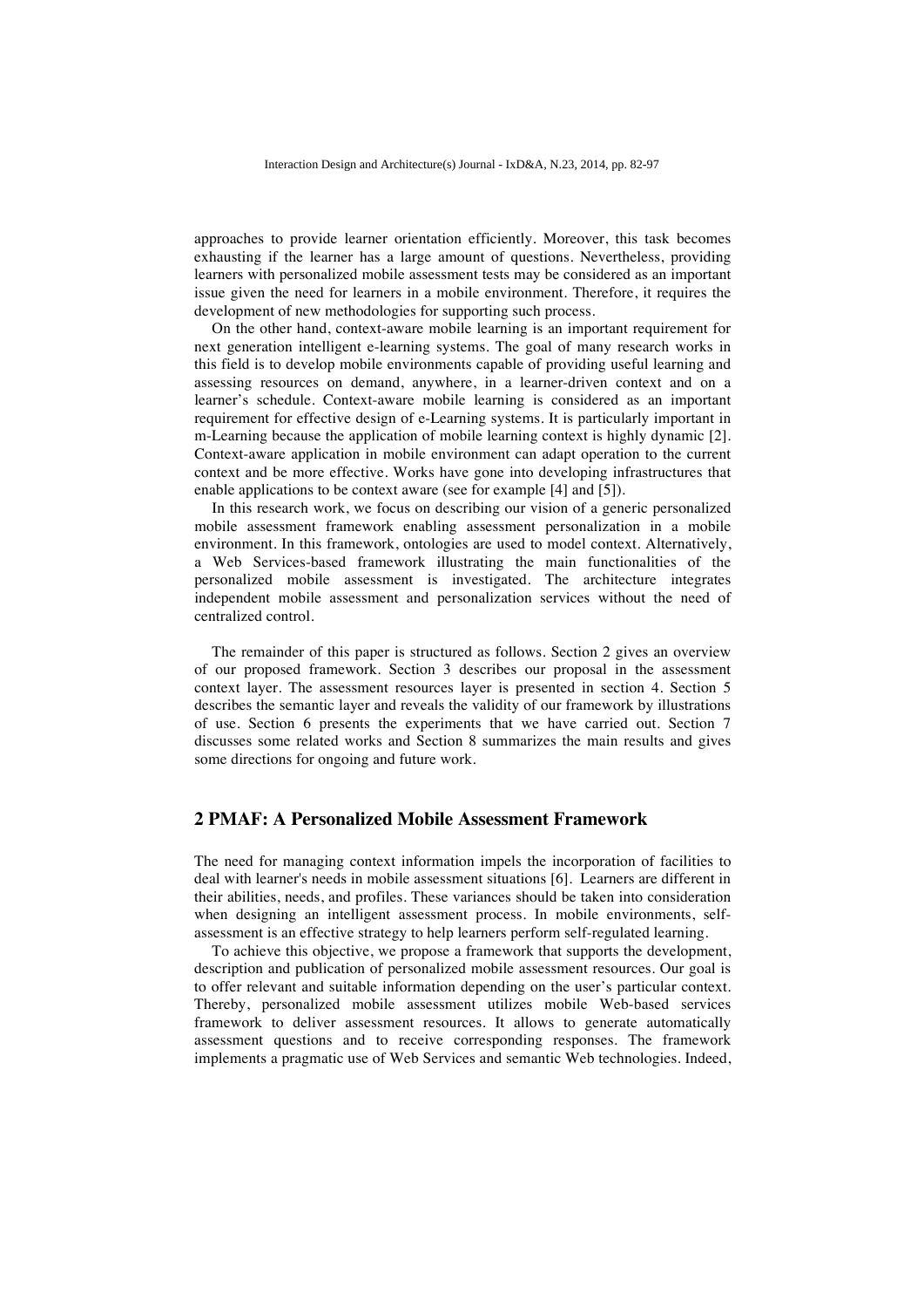approaches to provide learner orientation efficiently. Moreover, this task becomes exhausting if the learner has a large amount of questions. Nevertheless, providing learners with personalized mobile assessment tests may be considered as an important issue given the need for learners in a mobile environment. Therefore, it requires the development of new methodologies for supporting such process.

On the other hand, context-aware mobile learning is an important requirement for next generation intelligent e-learning systems. The goal of many research works in this field is to develop mobile environments capable of providing useful learning and assessing resources on demand, anywhere, in a learner-driven context and on a learner's schedule. Context-aware mobile learning is considered as an important requirement for effective design of e-Learning systems. It is particularly important in m-Learning because the application of mobile learning context is highly dynamic [2]. Context-aware application in mobile environment can adapt operation to the current context and be more effective. Works have gone into developing infrastructures that enable applications to be context aware (see for example [4] and [5]).

In this research work, we focus on describing our vision of a generic personalized mobile assessment framework enabling assessment personalization in a mobile environment. In this framework, ontologies are used to model context. Alternatively, a Web Services-based framework illustrating the main functionalities of the personalized mobile assessment is investigated. The architecture integrates independent mobile assessment and personalization services without the need of centralized control.

The remainder of this paper is structured as follows. Section 2 gives an overview of our proposed framework. Section 3 describes our proposal in the assessment context layer. The assessment resources layer is presented in section 4. Section 5 describes the semantic layer and reveals the validity of our framework by illustrations of use. Section 6 presents the experiments that we have carried out. Section 7 discusses some related works and Section 8 summarizes the main results and gives some directions for ongoing and future work.

## 2 PMAF: A Personalized Mobile Assessment Framework

The need for managing context information impels the incorporation of facilities to deal with learner's needs in mobile assessment situations [6]. Learners are different in their abilities, needs, and profiles. These variances should be taken into consideration when designing an intelligent assessment process. In mobile environments, self-assessment is an effective strategy to help learners perform self-regulated learning.

To achieve this objective, we propose a framework that supports the development, description and publication of personalized mobile assessment resources. Our goal is to offer relevant and suitable information depending on the user's particular context. Thereby, personalized mobile assessment utilizes mobile Web-based services framework to deliver assessment resources. It allows to generate automatically assessment questions and to receive corresponding responses. The framework implements a pragmatic use of Web Services and semantic Web technologies. Indeed,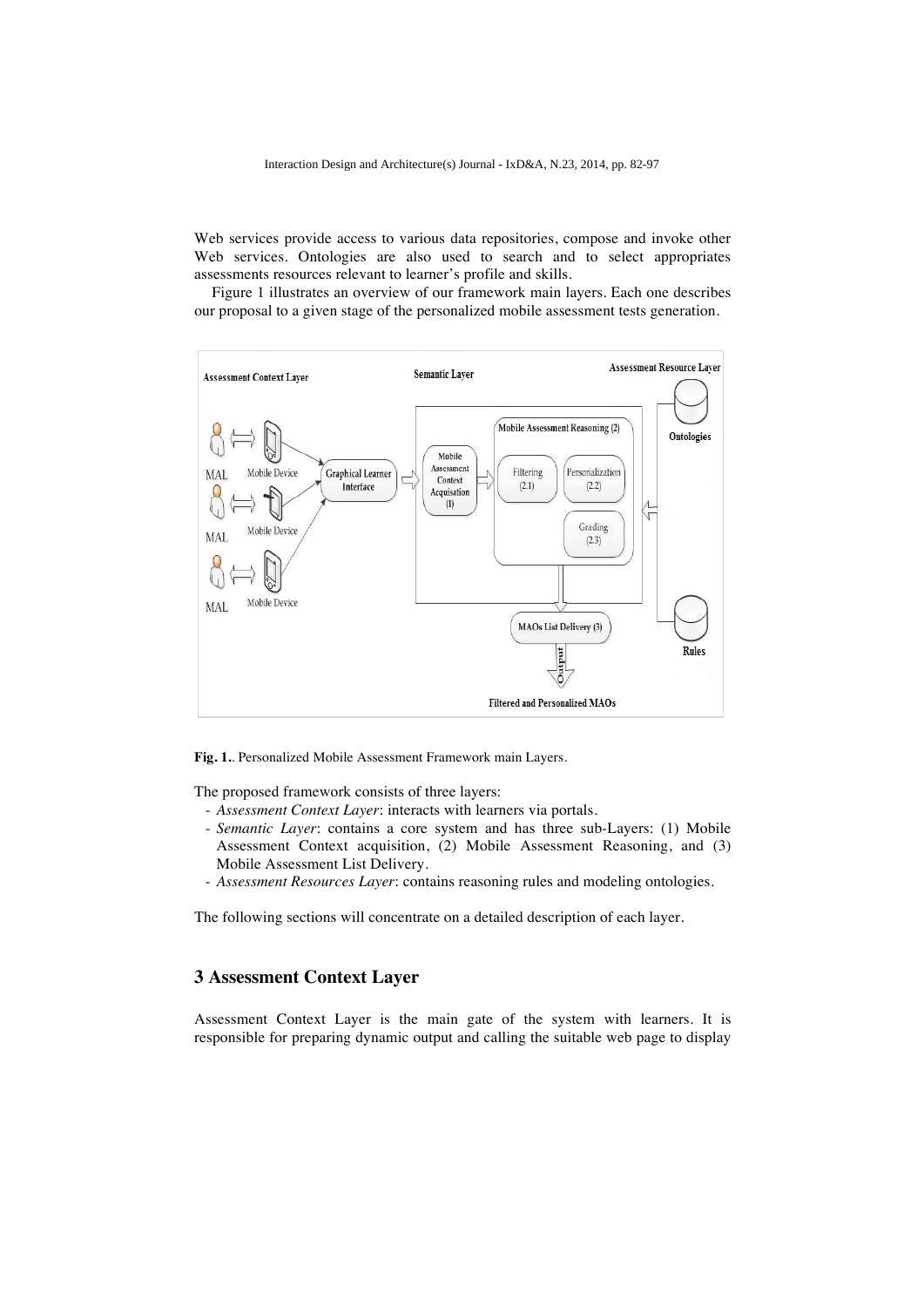Web services provide access to various data repositories, compose and invoke other Web services. Ontologies are also used to search and to select appropriates assessments resources relevant to learner's profile and skills.

Figure 1 illustrates an overview of our framework main layers. Each one describes our proposal to a given stage of the personalized mobile assessment tests generation.

**Fig. 1.**. Personalized Mobile Assessment Framework main Layers.

The proposed framework consists of three layers:

- *Assessment Context Layer*: interacts with learners via portals.
- *Semantic Layer*: contains a core system and has three sub-Layers: (1) Mobile Assessment Context acquisition, (2) Mobile Assessment Reasoning, and (3) Mobile Assessment List Delivery.
- *Assessment Resources Layer*: contains reasoning rules and modeling ontologies.

The following sections will concentrate on a detailed description of each layer.

## 3 Assessment Context Layer

Assessment Context Layer is the main gate of the system with learners. It is responsible for preparing dynamic output and calling the suitable web page to display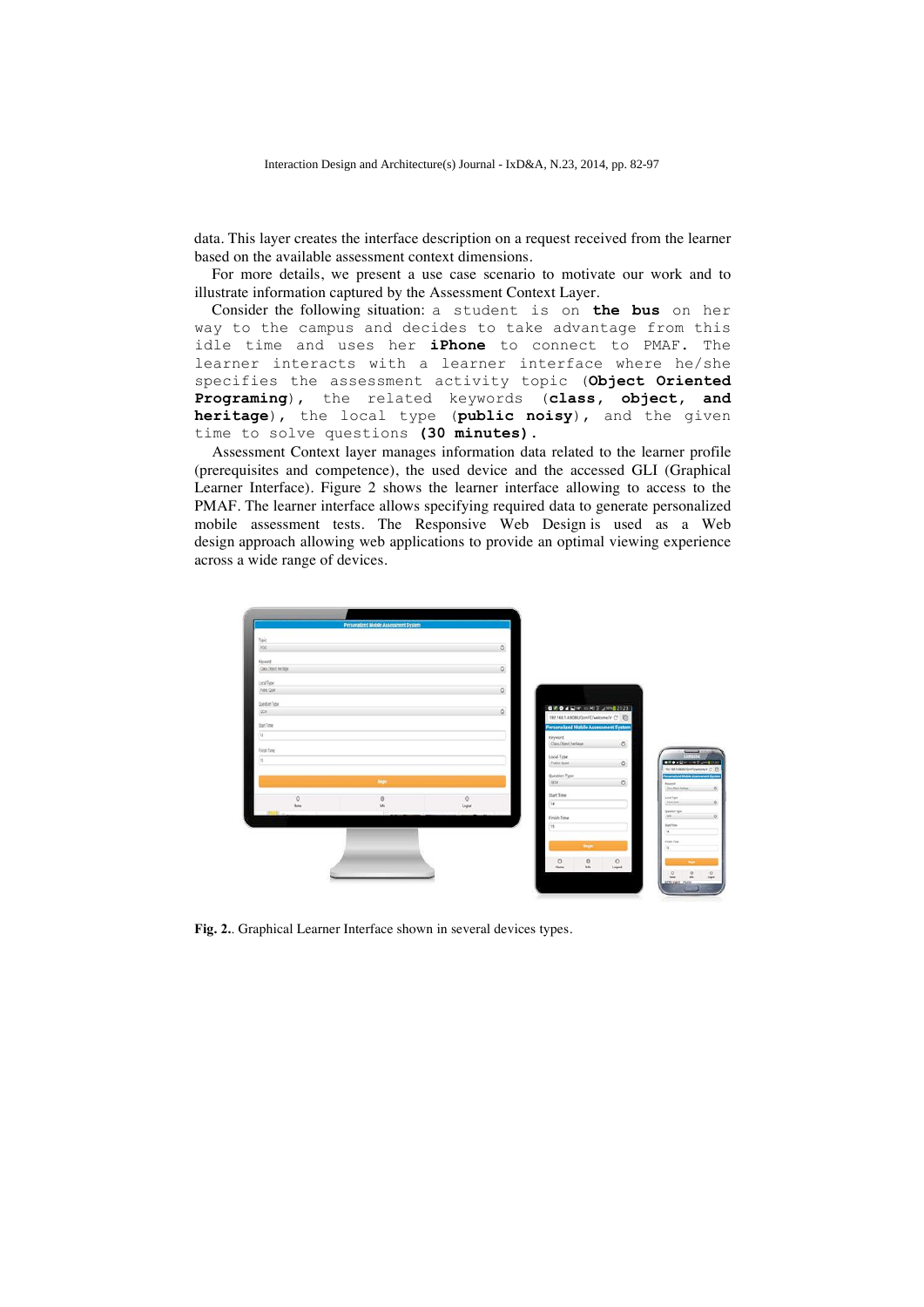data. This layer creates the interface description on a request received from the learner based on the available assessment context dimensions.

For more details, we present a use case scenario to motivate our work and to illustrate information captured by the Assessment Context Layer.

Consider the following situation: a student is on **the bus** on her way to the campus and decides to take advantage from this idle time and uses her **iPhone** to connect to PMAF. The learner interacts with a learner interface where he/she specifies the assessment activity topic (**Object Oriented Programing**), the related keywords (**class, object, and heritage**), the local type (**public noisy**), and the given time to solve questions **(30 minutes).**

Assessment Context layer manages information data related to the learner profile (prerequisites and competence), the used device and the accessed GLI (Graphical Learner Interface). Figure 2 shows the learner interface allowing to access to the PMAF. The learner interface allows specifying required data to generate personalized mobile assessment tests. The Responsive Web Design is used as a Web design approach allowing web applications to provide an optimal viewing experience across a wide range of devices.

**Fig. 2.**. Graphical Learner Interface shown in several devices types.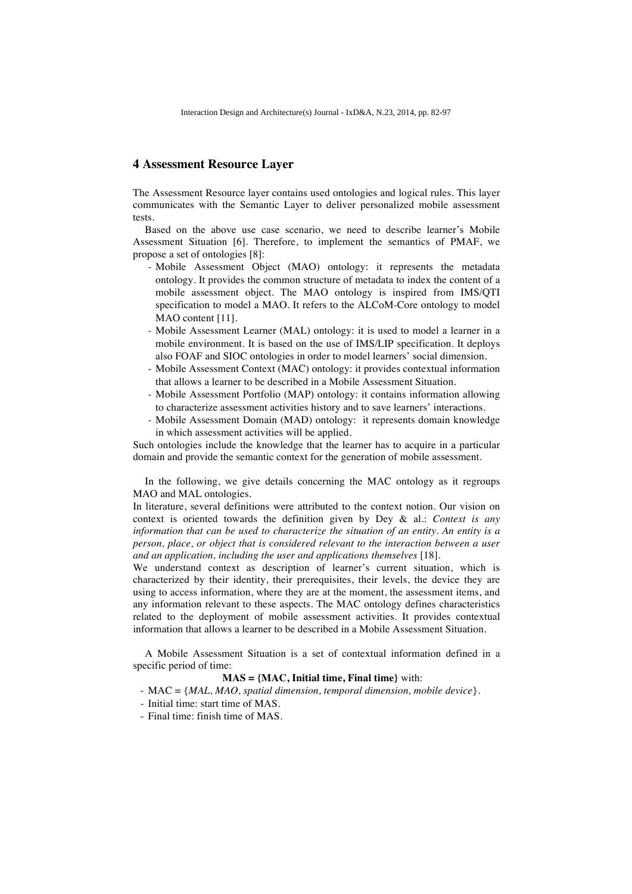## 4 Assessment Resource Layer

The Assessment Resource layer contains used ontologies and logical rules. This layer communicates with the Semantic Layer to deliver personalized mobile assessment tests.

Based on the above use case scenario, we need to describe learner's Mobile Assessment Situation [6]. Therefore, to implement the semantics of PMAF, we propose a set of ontologies [8]:

- Mobile Assessment Object (MAO) ontology: it represents the metadata ontology. It provides the common structure of metadata to index the content of a mobile assessment object. The MAO ontology is inspired from IMS/QTI specification to model a MAO. It refers to the ALCoM-Core ontology to model MAO content [11].
- Mobile Assessment Learner (MAL) ontology: it is used to model a learner in a mobile environment. It is based on the use of IMS/LIP specification. It deploys also FOAF and SIOC ontologies in order to model learners' social dimension.
- Mobile Assessment Context (MAC) ontology: it provides contextual information that allows a learner to be described in a Mobile Assessment Situation.
- Mobile Assessment Portfolio (MAP) ontology: it contains information allowing to characterize assessment activities history and to save learners' interactions.
- Mobile Assessment Domain (MAD) ontology: it represents domain knowledge in which assessment activities will be applied.

Such ontologies include the knowledge that the learner has to acquire in a particular domain and provide the semantic context for the generation of mobile assessment.

In the following, we give details concerning the MAC ontology as it regroups MAO and MAL ontologies.

In literature, several definitions were attributed to the context notion. Our vision on context is oriented towards the definition given by Dey & al.: *Context is any information that can be used to characterize the situation of an entity. An entity is a person, place, or object that is considered relevant to the interaction between a user and an application, including the user and applications themselves* [18].

We understand context as description of learner's current situation, which is characterized by their identity, their prerequisites, their levels, the device they are using to access information, where they are at the moment, the assessment items, and any information relevant to these aspects. The MAC ontology defines characteristics related to the deployment of mobile assessment activities. It provides contextual information that allows a learner to be described in a Mobile Assessment Situation.

A Mobile Assessment Situation is a set of contextual information defined in a specific period of time:

**MAS = {MAC, Initial time, Final time}** with:

- MAC = {*MAL, MAO, spatial dimension, temporal dimension, mobile device*}.
- Initial time: start time of MAS.
- Final time: finish time of MAS.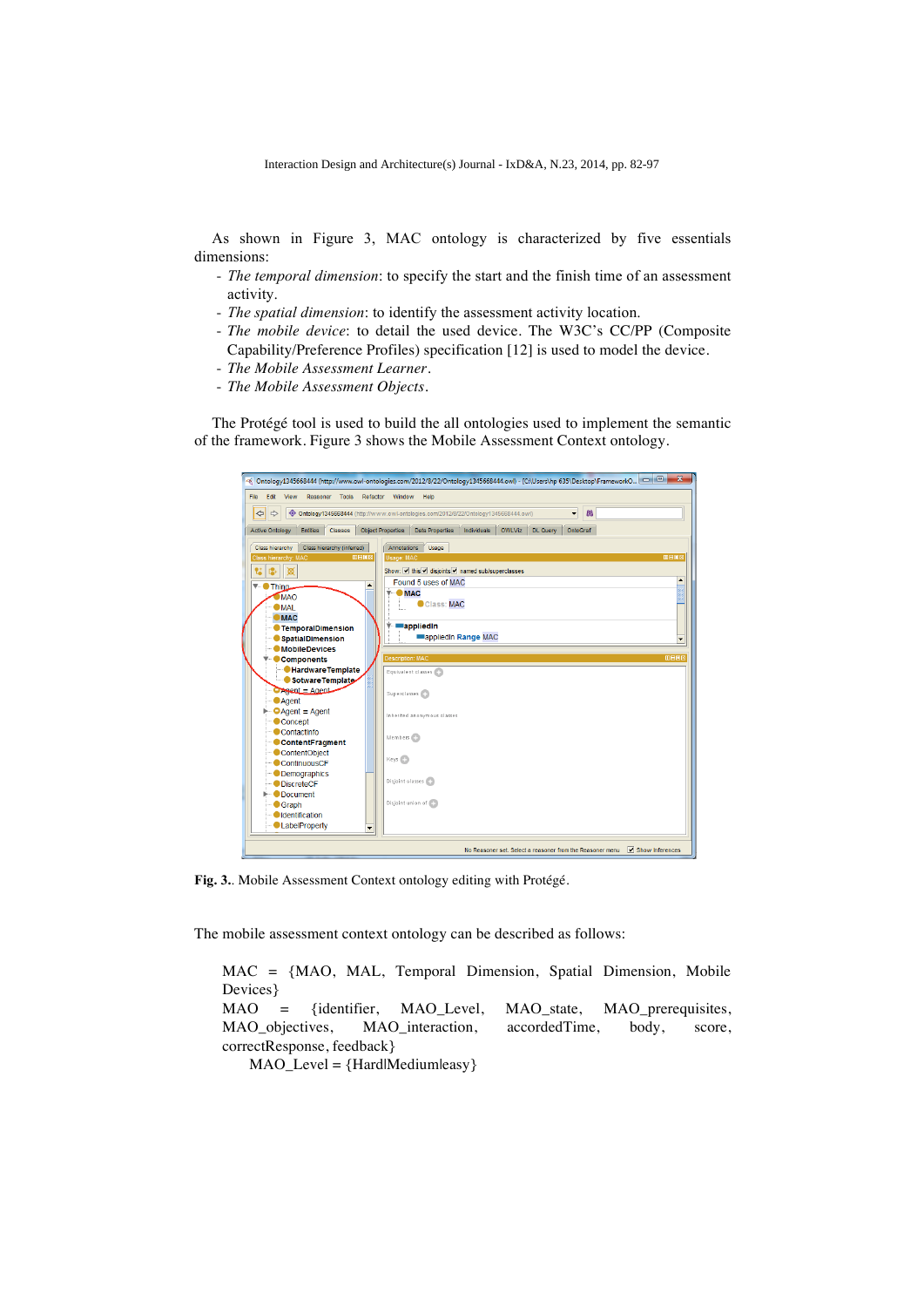As shown in Figure 3, MAC ontology is characterized by five essentials dimensions:

- *The temporal dimension*: to specify the start and the finish time of an assessment activity.
- *The spatial dimension*: to identify the assessment activity location.
- *The mobile device*: to detail the used device. The W3C's CC/PP (Composite Capability/Preference Profiles) specification [12] is used to model the device.
- *The Mobile Assessment Learner*.
- *The Mobile Assessment Objects*.

The Protégé tool is used to build the all ontologies used to implement the semantic of the framework. Figure 3 shows the Mobile Assessment Context ontology.

**Fig. 3.**. Mobile Assessment Context ontology editing with Protégé.

The mobile assessment context ontology can be described as follows:

MAC = {MAO, MAL, Temporal Dimension, Spatial Dimension, Mobile Devices}
MAO = {identifier, MAO_Level, MAO_state, MAO_prerequisites, MAO_objectives, MAO_interaction, accordedTime, body, score, correctResponse, feedback}
MAO_Level = {Hard|Medium|easy}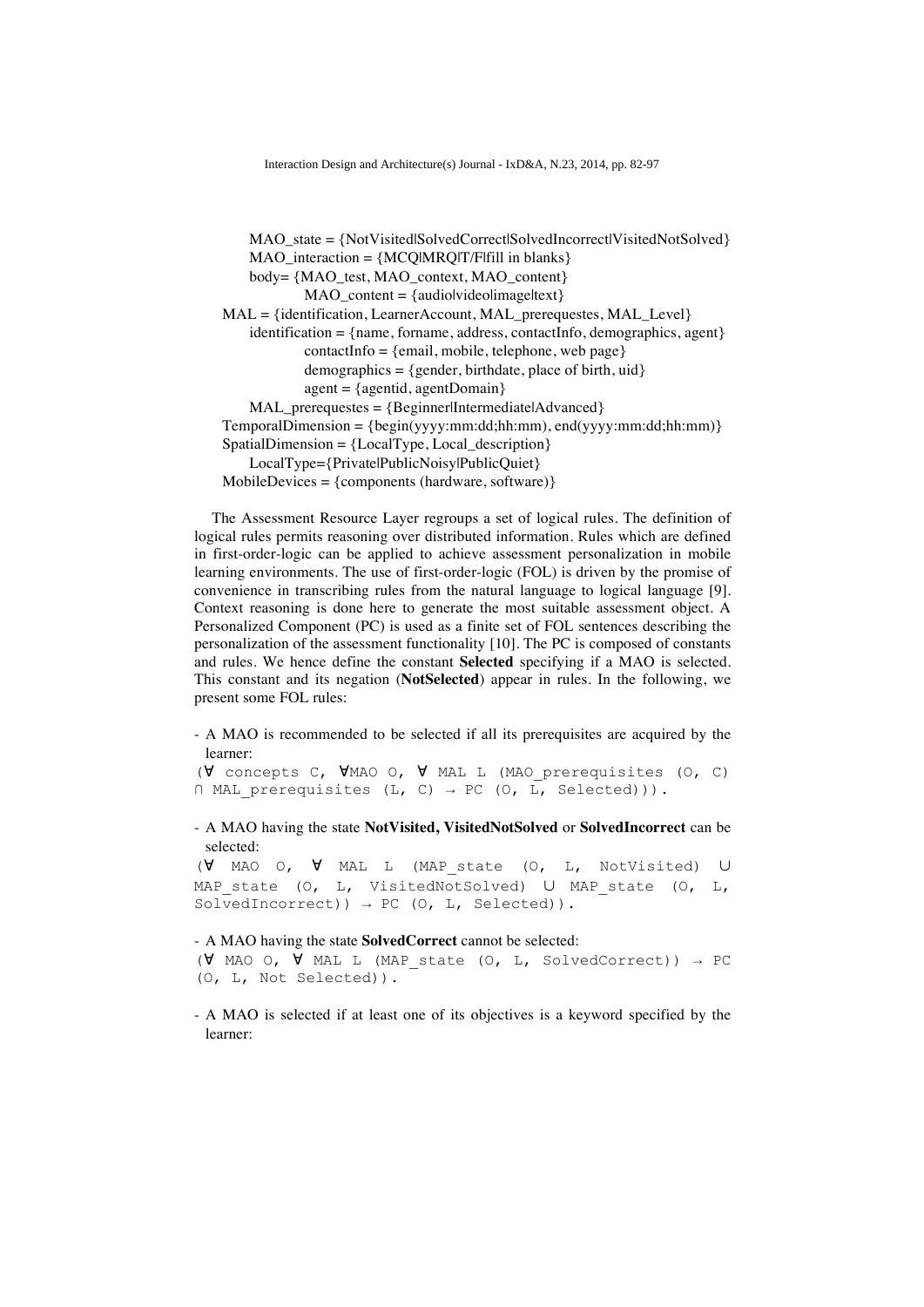MAO_state = {NotVisited|SolvedCorrect|SolvedIncorrect|VisitedNotSolved}
MAO_interaction = {MCQ|MRQ|T/F|fill in blanks}
body= {MAO_test, MAO_context, MAO_content}
MAO_content = {audio|video|image|text}
MAL = {identification, LearnerAccount, MAL_prerequestes, MAL_Level}
identification = {name, forname, address, contactInfo, demographics, agent}
contactInfo = {email, mobile, telephone, web page}
demographics = {gender, birthdate, place of birth, uid}
agent = {agentid, agentDomain}
MAL_prerequestes = {Beginner|Intermediate|Advanced}
TemporalDimension = {begin(yyyy:mm:dd;hh:mm), end(yyyy:mm:dd;hh:mm)}
SpatialDimension = {LocalType, Local_description}
LocalType={Private|PublicNoisy|PublicQuiet}
MobileDevices = {components (hardware, software)}

The Assessment Resource Layer regroups a set of logical rules. The definition of logical rules permits reasoning over distributed information. Rules which are defined in first-order-logic can be applied to achieve assessment personalization in mobile learning environments. The use of first-order-logic (FOL) is driven by the promise of convenience in transcribing rules from the natural language to logical language [9]. Context reasoning is done here to generate the most suitable assessment object. A Personalized Component (PC) is used as a finite set of FOL sentences describing the personalization of the assessment functionality [10]. The PC is composed of constants and rules. We hence define the constant **Selected** specifying if a MAO is selected. This constant and its negation (**NotSelected**) appear in rules. In the following, we present some FOL rules:

- A MAO is recommended to be selected if all its prerequisites are acquired by the learner:

```
(∀ concepts C, ∀MAO O, ∀ MAL L (MAO_prerequisites (O, C)
∩ MAL_prerequisites (L, C) → PC (O, L, Selected))).
```

- A MAO having the state **NotVisited, VisitedNotSolved** or **SolvedIncorrect** can be selected:

```
(∀ MAO O, ∀ MAL L (MAP_state (O, L, NotVisited) ∪
MAP_state (O, L, VisitedNotSolved) ∪ MAP_state (O, L,
SolvedIncorrect)) → PC (O, L, Selected)).
```

- A MAO having the state **SolvedCorrect** cannot be selected:

```
(∀ MAO O, ∀ MAL L (MAP_state (O, L, SolvedCorrect)) → PC
(O, L, Not Selected)).
```

- A MAO is selected if at least one of its objectives is a keyword specified by the learner: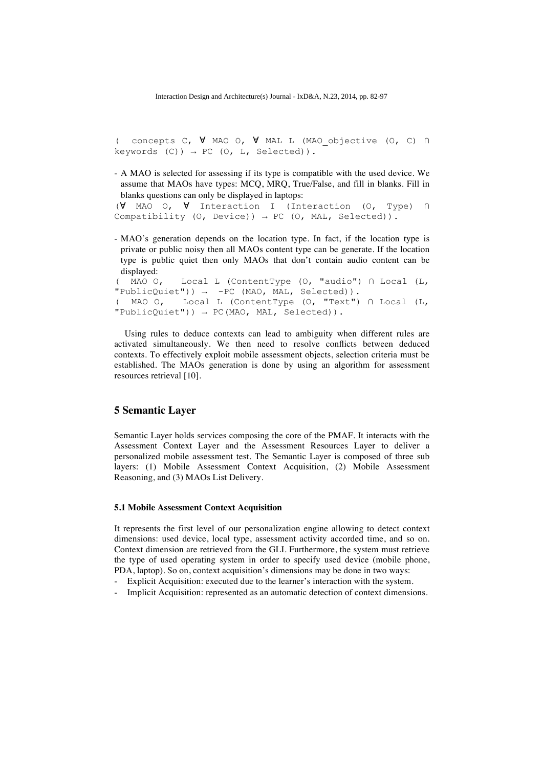```
(  concepts C, ∀ MAO O, ∀ MAL L (MAO_objective (O, C) ∩
keywords (C)) → PC (O, L, Selected)).
```

- A MAO is selected for assessing if its type is compatible with the used device. We assume that MAOs have types: MCQ, MRQ, True/False, and fill in blanks. Fill in blanks questions can only be displayed in laptops:

```
(∀  MAO  O,  ∀  Interaction  I  (Interaction  (O,  Type)  ∩
Compatibility (O, Device)) → PC (O, MAL, Selected)).
```

- MAO's generation depends on the location type. In fact, if the location type is private or public noisy then all MAOs content type can be generate. If the location type is public quiet then only MAOs that don't contain audio content can be displayed:

```
(  MAO O,   Local L (ContentType (O, "audio") ∩ Local (L,
"PublicQuiet")) →  -PC (MAO, MAL, Selected)).
(  MAO O,   Local L (ContentType (O, "Text") ∩ Local (L,
"PublicQuiet")) → PC(MAO, MAL, Selected)).
```

Using rules to deduce contexts can lead to ambiguity when different rules are activated simultaneously. We then need to resolve conflicts between deduced contexts. To effectively exploit mobile assessment objects, selection criteria must be established. The MAOs generation is done by using an algorithm for assessment resources retrieval [10].

## 5 Semantic Layer

Semantic Layer holds services composing the core of the PMAF. It interacts with the Assessment Context Layer and the Assessment Resources Layer to deliver a personalized mobile assessment test. The Semantic Layer is composed of three sub layers: (1) Mobile Assessment Context Acquisition, (2) Mobile Assessment Reasoning, and (3) MAOs List Delivery.

### 5.1 Mobile Assessment Context Acquisition

It represents the first level of our personalization engine allowing to detect context dimensions: used device, local type, assessment activity accorded time, and so on. Context dimension are retrieved from the GLI. Furthermore, the system must retrieve the type of used operating system in order to specify used device (mobile phone, PDA, laptop). So on, context acquisition's dimensions may be done in two ways:

- Explicit Acquisition: executed due to the learner's interaction with the system.
- Implicit Acquisition: represented as an automatic detection of context dimensions.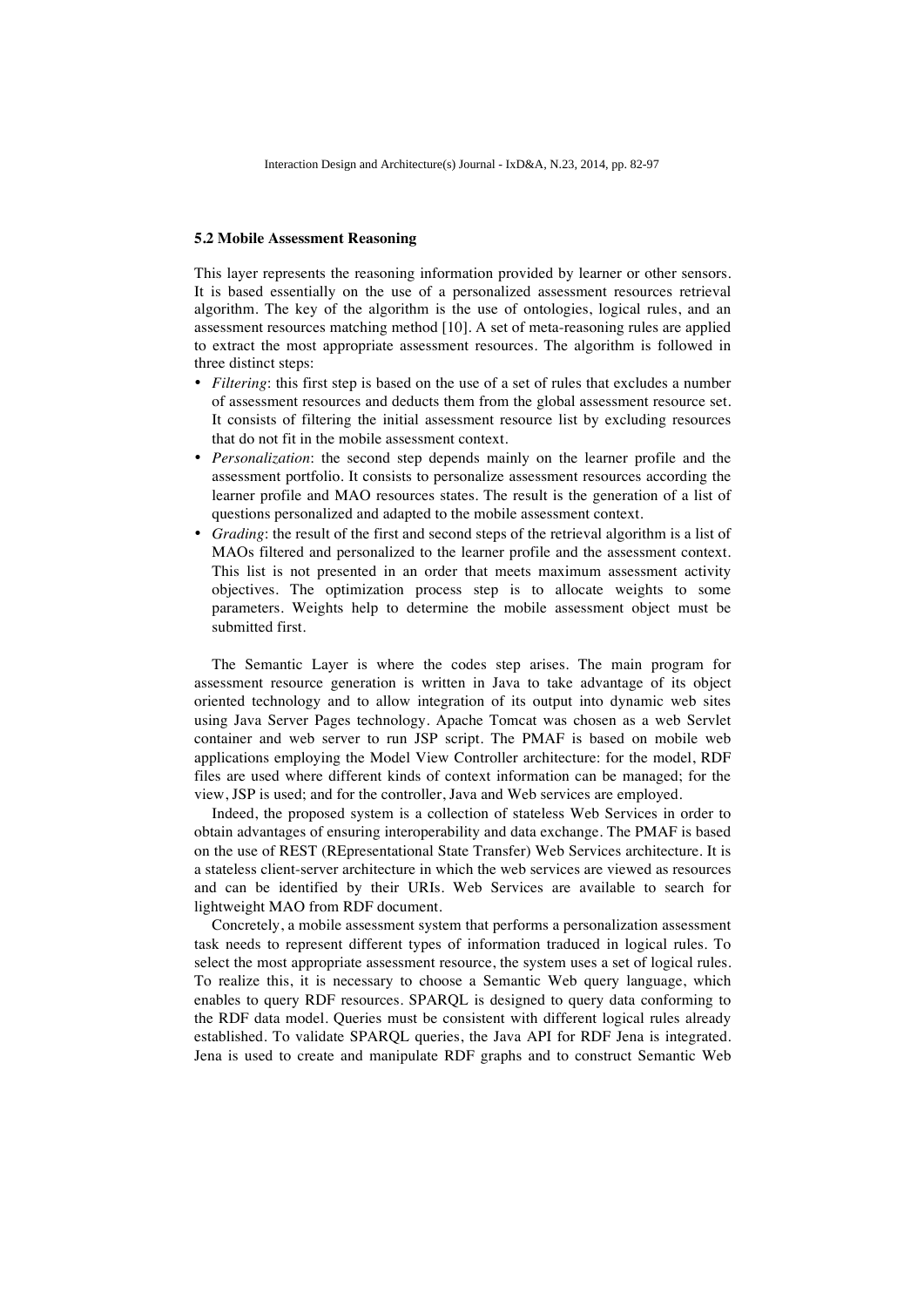### 5.2 Mobile Assessment Reasoning

This layer represents the reasoning information provided by learner or other sensors. It is based essentially on the use of a personalized assessment resources retrieval algorithm. The key of the algorithm is the use of ontologies, logical rules, and an assessment resources matching method [10]. A set of meta-reasoning rules are applied to extract the most appropriate assessment resources. The algorithm is followed in three distinct steps:

- *Filtering*: this first step is based on the use of a set of rules that excludes a number of assessment resources and deducts them from the global assessment resource set. It consists of filtering the initial assessment resource list by excluding resources that do not fit in the mobile assessment context.
- *Personalization*: the second step depends mainly on the learner profile and the assessment portfolio. It consists to personalize assessment resources according the learner profile and MAO resources states. The result is the generation of a list of questions personalized and adapted to the mobile assessment context.
- *Grading*: the result of the first and second steps of the retrieval algorithm is a list of MAOs filtered and personalized to the learner profile and the assessment context. This list is not presented in an order that meets maximum assessment activity objectives. The optimization process step is to allocate weights to some parameters. Weights help to determine the mobile assessment object must be submitted first.

The Semantic Layer is where the codes step arises. The main program for assessment resource generation is written in Java to take advantage of its object oriented technology and to allow integration of its output into dynamic web sites using Java Server Pages technology. Apache Tomcat was chosen as a web Servlet container and web server to run JSP script. The PMAF is based on mobile web applications employing the Model View Controller architecture: for the model, RDF files are used where different kinds of context information can be managed; for the view, JSP is used; and for the controller, Java and Web services are employed.

Indeed, the proposed system is a collection of stateless Web Services in order to obtain advantages of ensuring interoperability and data exchange. The PMAF is based on the use of REST (REpresentational State Transfer) Web Services architecture. It is a stateless client-server architecture in which the web services are viewed as resources and can be identified by their URIs. Web Services are available to search for lightweight MAO from RDF document.

Concretely, a mobile assessment system that performs a personalization assessment task needs to represent different types of information traduced in logical rules. To select the most appropriate assessment resource, the system uses a set of logical rules. To realize this, it is necessary to choose a Semantic Web query language, which enables to query RDF resources. SPARQL is designed to query data conforming to the RDF data model. Queries must be consistent with different logical rules already established. To validate SPARQL queries, the Java API for RDF Jena is integrated. Jena is used to create and manipulate RDF graphs and to construct Semantic Web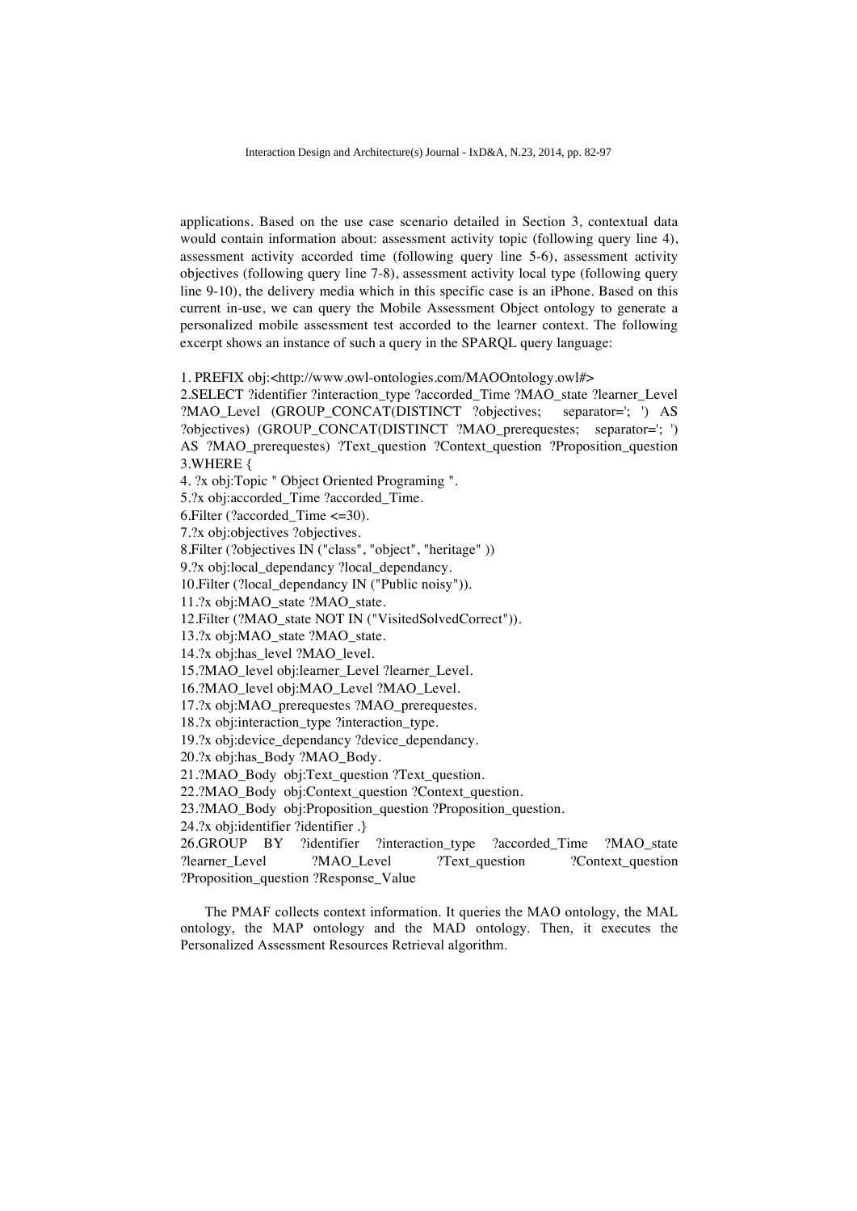applications. Based on the use case scenario detailed in Section 3, contextual data would contain information about: assessment activity topic (following query line 4), assessment activity accorded time (following query line 5-6), assessment activity objectives (following query line 7-8), assessment activity local type (following query line 9-10), the delivery media which in this specific case is an iPhone. Based on this current in-use, we can query the Mobile Assessment Object ontology to generate a personalized mobile assessment test accorded to the learner context. The following excerpt shows an instance of such a query in the SPARQL query language:

```
1. PREFIX obj:<http://www.owl-ontologies.com/MAOOntology.owl#>
2.SELECT ?identifier ?interaction_type ?accorded_Time ?MAO_state ?learner_Level ?MAO_Level (GROUP_CONCAT(DISTINCT ?objectives; separator='; ') AS ?objectives) (GROUP_CONCAT(DISTINCT ?MAO_prerequestes; separator='; ') AS ?MAO_prerequestes) ?Text_question ?Context_question ?Proposition_question
3.WHERE {
4. ?x obj:Topic " Object Oriented Programing ".
5.?x obj:accorded_Time ?accorded_Time.
6.Filter (?accorded_Time <=30).
7.?x obj:objectives ?objectives.
8.Filter (?objectives IN ("class", "object", "heritage" ))
9.?x obj:local_dependancy ?local_dependancy.
10.Filter (?local_dependancy IN ("Public noisy")).
11.?x obj:MAO_state ?MAO_state.
12.Filter (?MAO_state NOT IN ("VisitedSolvedCorrect")).
13.?x obj:MAO_state ?MAO_state.
14.?x obj:has_level ?MAO_level.
15.?MAO_level obj:learner_Level ?learner_Level.
16.?MAO_level obj:MAO_Level ?MAO_Level.
17.?x obj:MAO_prerequestes ?MAO_prerequestes.
18.?x obj:interaction_type ?interaction_type.
19.?x obj:device_dependancy ?device_dependancy.
20.?x obj:has_Body ?MAO_Body.
21.?MAO_Body obj:Text_question ?Text_question.
22.?MAO_Body obj:Context_question ?Context_question.
23.?MAO_Body obj:Proposition_question ?Proposition_question.
24.?x obj:identifier ?identifier .}
26.GROUP BY ?identifier ?interaction_type ?accorded_Time ?MAO_state ?learner_Level ?MAO_Level ?Text_question ?Context_question ?Proposition_question ?Response_Value
```

The PMAF collects context information. It queries the MAO ontology, the MAL ontology, the MAP ontology and the MAD ontology. Then, it executes the Personalized Assessment Resources Retrieval algorithm.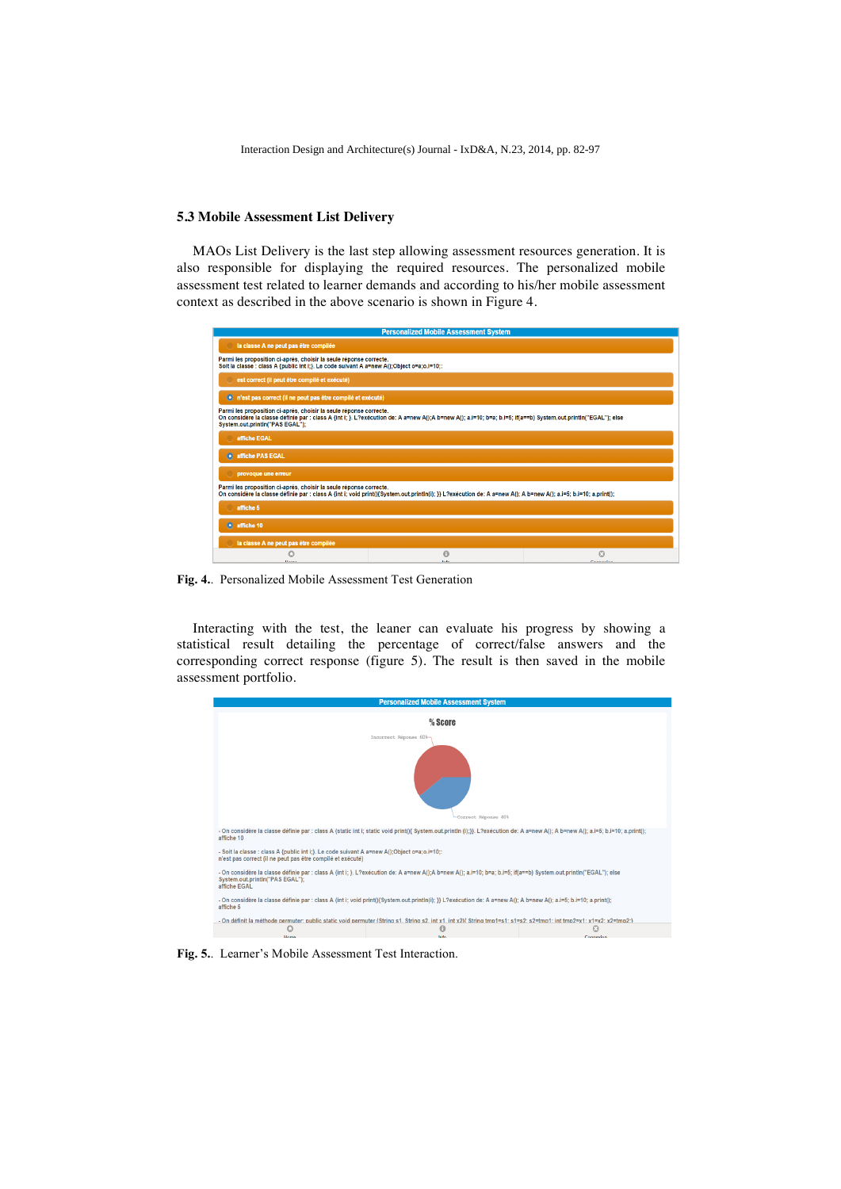### 5.3 Mobile Assessment List Delivery

MAOs List Delivery is the last step allowing assessment resources generation. It is also responsible for displaying the required resources. The personalized mobile assessment test related to learner demands and according to his/her mobile assessment context as described in the above scenario is shown in Figure 4.

**Fig. 4.**. Personalized Mobile Assessment Test Generation

Interacting with the test, the leaner can evaluate his progress by showing a statistical result detailing the percentage of correct/false answers and the corresponding correct response (figure 5). The result is then saved in the mobile assessment portfolio.

**Fig. 5.**. Learner's Mobile Assessment Test Interaction.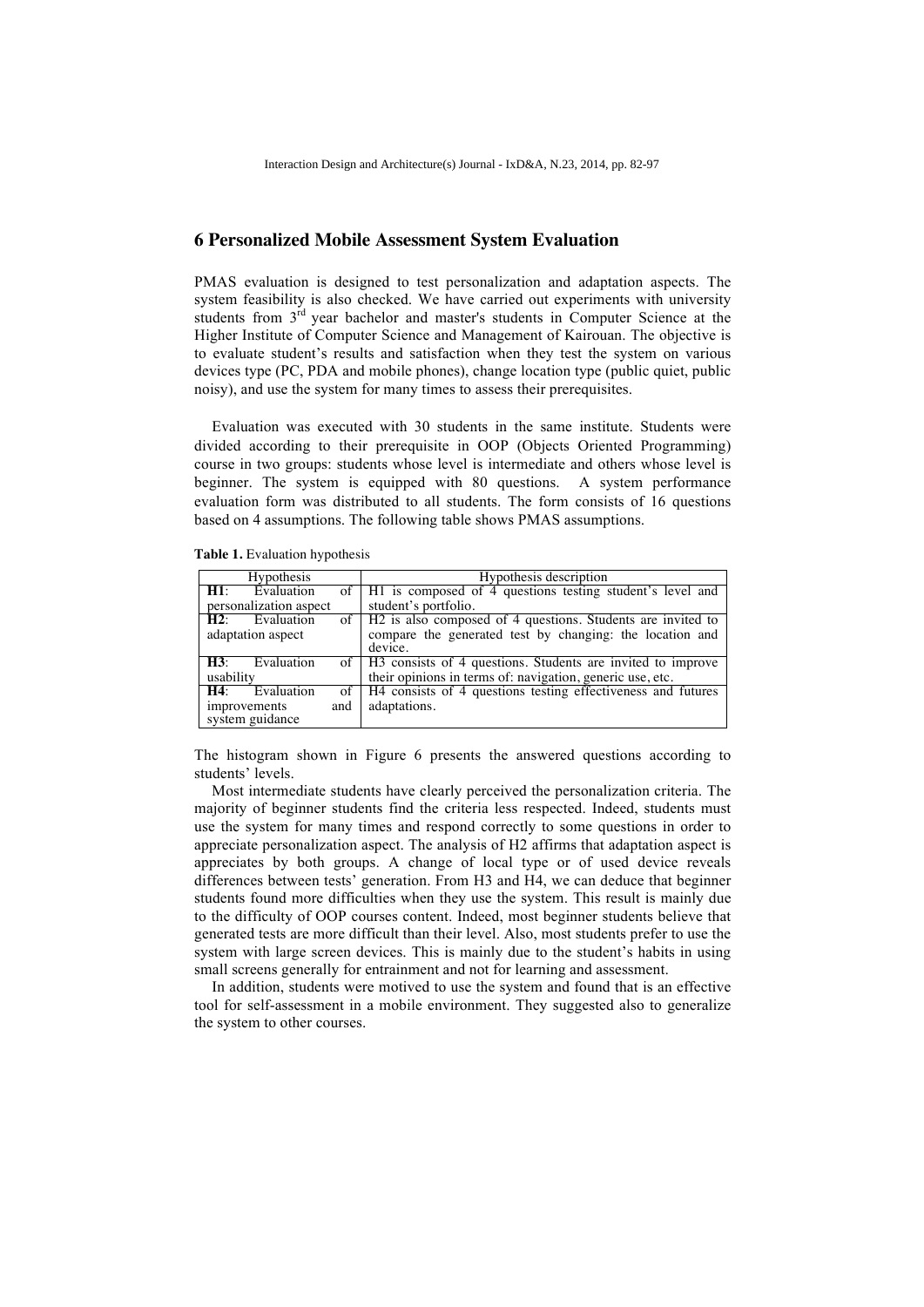## 6 Personalized Mobile Assessment System Evaluation

PMAS evaluation is designed to test personalization and adaptation aspects. The system feasibility is also checked. We have carried out experiments with university students from 3rd year bachelor and master's students in Computer Science at the Higher Institute of Computer Science and Management of Kairouan. The objective is to evaluate student's results and satisfaction when they test the system on various devices type (PC, PDA and mobile phones), change location type (public quiet, public noisy), and use the system for many times to assess their prerequisites.

Evaluation was executed with 30 students in the same institute. Students were divided according to their prerequisite in OOP (Objects Oriented Programming) course in two groups: students whose level is intermediate and others whose level is beginner. The system is equipped with 80 questions. A system performance evaluation form was distributed to all students. The form consists of 16 questions based on 4 assumptions. The following table shows PMAS assumptions.

**Table 1.** Evaluation hypothesis

| Hypothesis | Hypothesis description |
|---|---|
| **H1**: Evaluation of personalization aspect | H1 is composed of 4 questions testing student's level and student's portfolio. |
| **H2**: Evaluation of adaptation aspect | H2 is also composed of 4 questions. Students are invited to compare the generated test by changing: the location and device. |
| **H3**: Evaluation of usability | H3 consists of 4 questions. Students are invited to improve their opinions in terms of: navigation, generic use, etc. |
| **H4**: Evaluation of improvements and system guidance | H4 consists of 4 questions testing effectiveness and futures adaptations. |

The histogram shown in Figure 6 presents the answered questions according to students' levels.

Most intermediate students have clearly perceived the personalization criteria. The majority of beginner students find the criteria less respected. Indeed, students must use the system for many times and respond correctly to some questions in order to appreciate personalization aspect. The analysis of H2 affirms that adaptation aspect is appreciates by both groups. A change of local type or of used device reveals differences between tests' generation. From H3 and H4, we can deduce that beginner students found more difficulties when they use the system. This result is mainly due to the difficulty of OOP courses content. Indeed, most beginner students believe that generated tests are more difficult than their level. Also, most students prefer to use the system with large screen devices. This is mainly due to the student's habits in using small screens generally for entrainment and not for learning and assessment.

In addition, students were motived to use the system and found that is an effective tool for self-assessment in a mobile environment. They suggested also to generalize the system to other courses.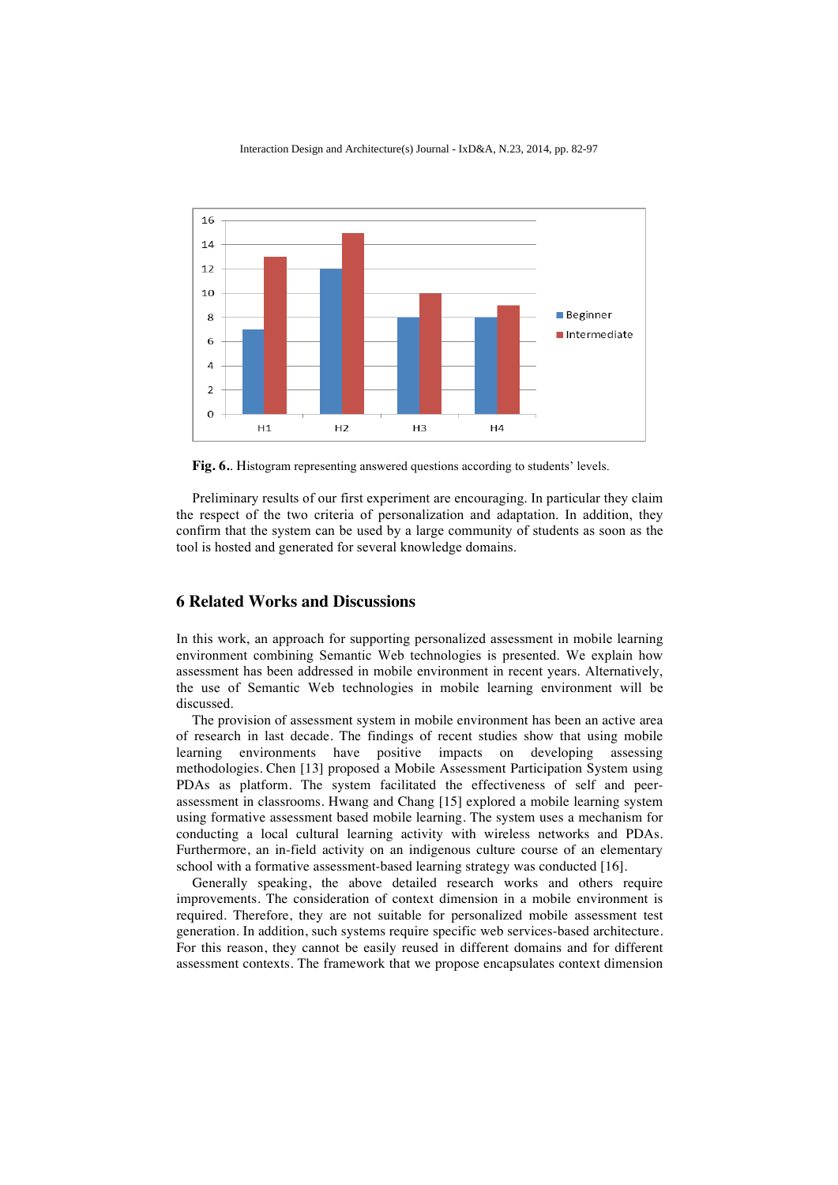**Fig. 6.**. Histogram representing answered questions according to students' levels.

Preliminary results of our first experiment are encouraging. In particular they claim the respect of the two criteria of personalization and adaptation. In addition, they confirm that the system can be used by a large community of students as soon as the tool is hosted and generated for several knowledge domains.

## 6 Related Works and Discussions

In this work, an approach for supporting personalized assessment in mobile learning environment combining Semantic Web technologies is presented. We explain how assessment has been addressed in mobile environment in recent years. Alternatively, the use of Semantic Web technologies in mobile learning environment will be discussed.

The provision of assessment system in mobile environment has been an active area of research in last decade. The findings of recent studies show that using mobile learning environments have positive impacts on developing assessing methodologies. Chen [13] proposed a Mobile Assessment Participation System using PDAs as platform. The system facilitated the effectiveness of self and peer-assessment in classrooms. Hwang and Chang [15] explored a mobile learning system using formative assessment based mobile learning. The system uses a mechanism for conducting a local cultural learning activity with wireless networks and PDAs. Furthermore, an in-field activity on an indigenous culture course of an elementary school with a formative assessment-based learning strategy was conducted [16].

Generally speaking, the above detailed research works and others require improvements. The consideration of context dimension in a mobile environment is required. Therefore, they are not suitable for personalized mobile assessment test generation. In addition, such systems require specific web services-based architecture. For this reason, they cannot be easily reused in different domains and for different assessment contexts. The framework that we propose encapsulates context dimension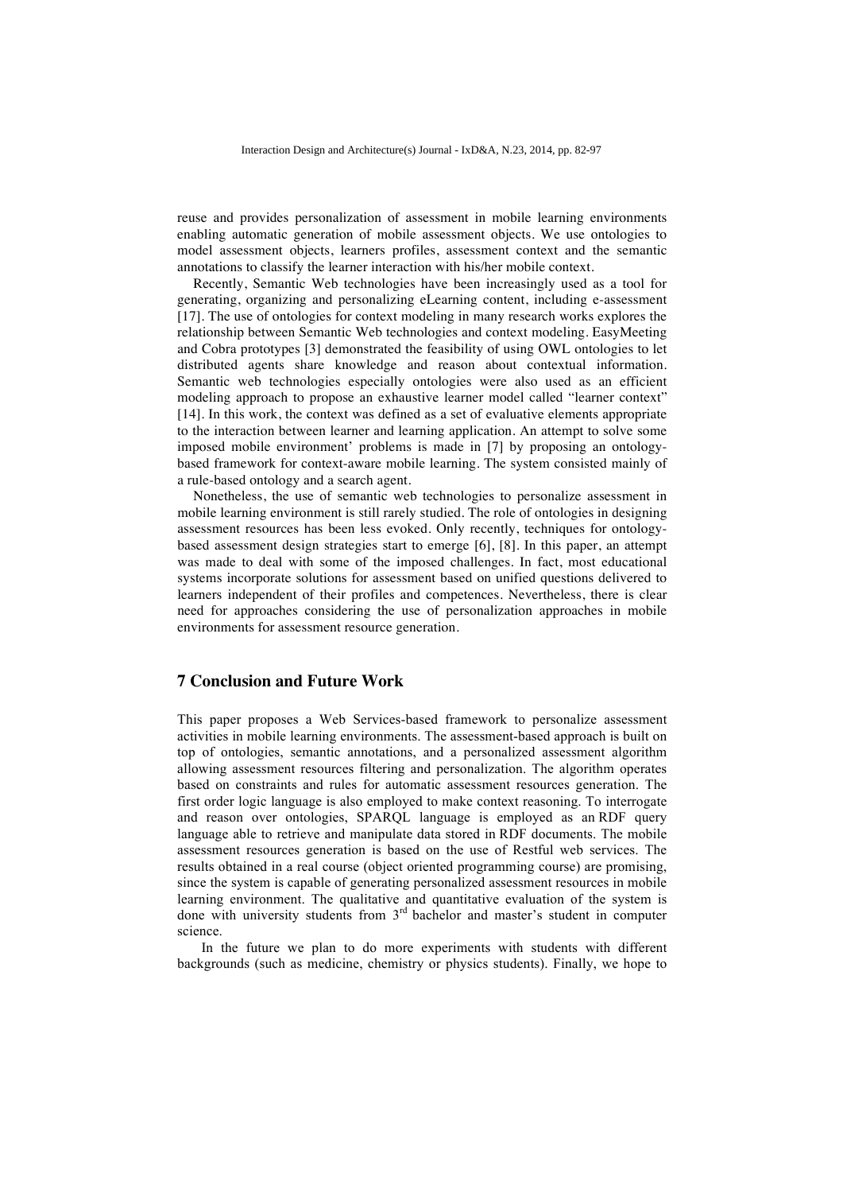reuse and provides personalization of assessment in mobile learning environments enabling automatic generation of mobile assessment objects. We use ontologies to model assessment objects, learners profiles, assessment context and the semantic annotations to classify the learner interaction with his/her mobile context.

Recently, Semantic Web technologies have been increasingly used as a tool for generating, organizing and personalizing eLearning content, including e-assessment [17]. The use of ontologies for context modeling in many research works explores the relationship between Semantic Web technologies and context modeling. EasyMeeting and Cobra prototypes [3] demonstrated the feasibility of using OWL ontologies to let distributed agents share knowledge and reason about contextual information. Semantic web technologies especially ontologies were also used as an efficient modeling approach to propose an exhaustive learner model called "learner context" [14]. In this work, the context was defined as a set of evaluative elements appropriate to the interaction between learner and learning application. An attempt to solve some imposed mobile environment' problems is made in [7] by proposing an ontology-based framework for context-aware mobile learning. The system consisted mainly of a rule-based ontology and a search agent.

Nonetheless, the use of semantic web technologies to personalize assessment in mobile learning environment is still rarely studied. The role of ontologies in designing assessment resources has been less evoked. Only recently, techniques for ontology-based assessment design strategies start to emerge [6], [8]. In this paper, an attempt was made to deal with some of the imposed challenges. In fact, most educational systems incorporate solutions for assessment based on unified questions delivered to learners independent of their profiles and competences. Nevertheless, there is clear need for approaches considering the use of personalization approaches in mobile environments for assessment resource generation.

## 7 Conclusion and Future Work

This paper proposes a Web Services-based framework to personalize assessment activities in mobile learning environments. The assessment-based approach is built on top of ontologies, semantic annotations, and a personalized assessment algorithm allowing assessment resources filtering and personalization. The algorithm operates based on constraints and rules for automatic assessment resources generation. The first order logic language is also employed to make context reasoning. To interrogate and reason over ontologies, SPARQL language is employed as an RDF query language able to retrieve and manipulate data stored in RDF documents. The mobile assessment resources generation is based on the use of Restful web services. The results obtained in a real course (object oriented programming course) are promising, since the system is capable of generating personalized assessment resources in mobile learning environment. The qualitative and quantitative evaluation of the system is done with university students from 3rd bachelor and master's student in computer science.

In the future we plan to do more experiments with students with different backgrounds (such as medicine, chemistry or physics students). Finally, we hope to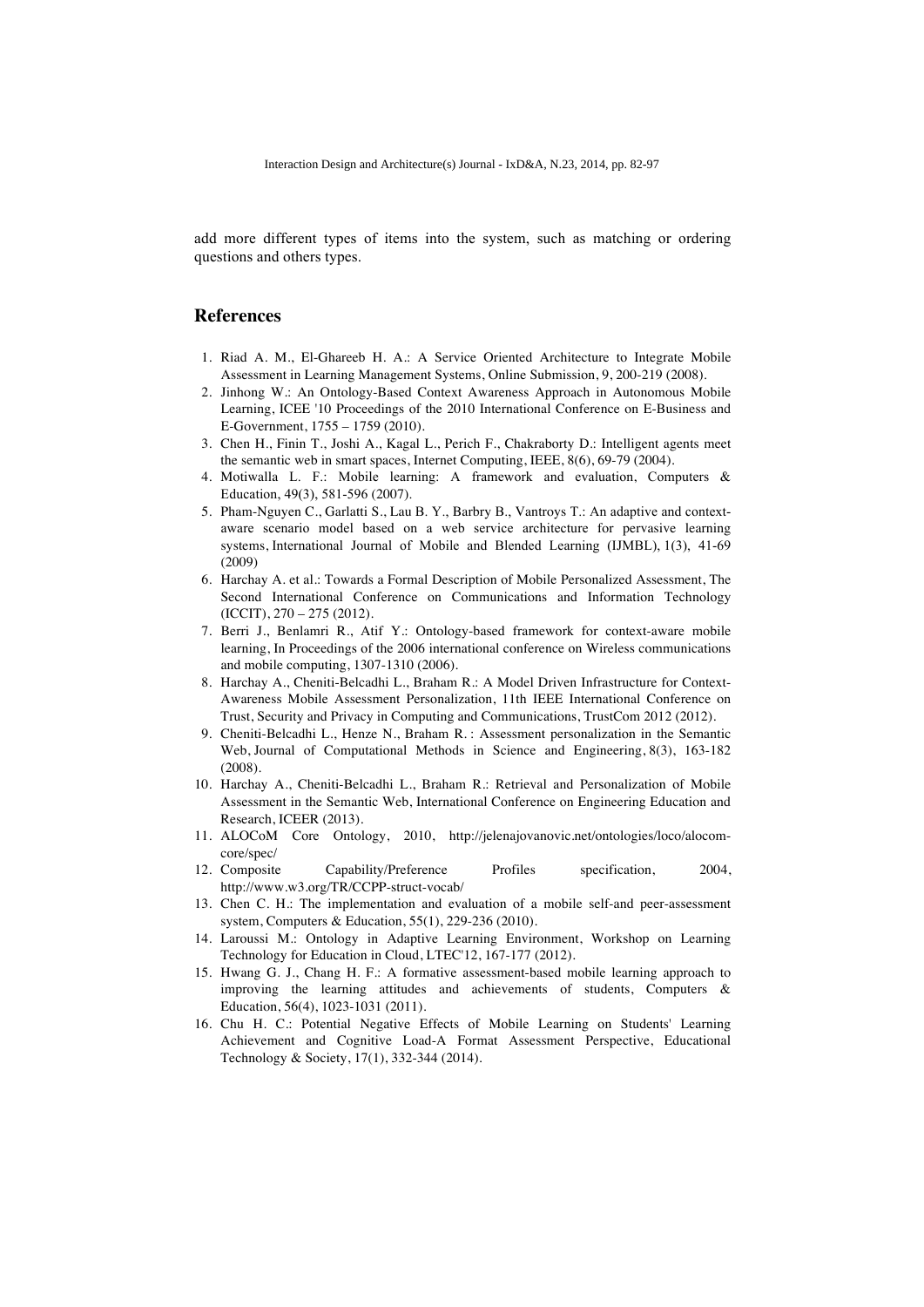add more different types of items into the system, such as matching or ordering questions and others types.

## References

1. Riad A. M., El-Ghareeb H. A.: A Service Oriented Architecture to Integrate Mobile Assessment in Learning Management Systems, Online Submission, 9, 200-219 (2008).
2. Jinhong W.: An Ontology-Based Context Awareness Approach in Autonomous Mobile Learning, ICEE '10 Proceedings of the 2010 International Conference on E-Business and E-Government, 1755 – 1759 (2010).
3. Chen H., Finin T., Joshi A., Kagal L., Perich F., Chakraborty D.: Intelligent agents meet the semantic web in smart spaces, Internet Computing, IEEE, 8(6), 69-79 (2004).
4. Motiwalla L. F.: Mobile learning: A framework and evaluation, Computers & Education, 49(3), 581-596 (2007).
5. Pham-Nguyen C., Garlatti S., Lau B. Y., Barbry B., Vantroys T.: An adaptive and context-aware scenario model based on a web service architecture for pervasive learning systems, International Journal of Mobile and Blended Learning (IJMBL), 1(3), 41-69 (2009)
6. Harchay A. et al.: Towards a Formal Description of Mobile Personalized Assessment, The Second International Conference on Communications and Information Technology (ICCIT), 270 – 275 (2012).
7. Berri J., Benlamri R., Atif Y.: Ontology-based framework for context-aware mobile learning, In Proceedings of the 2006 international conference on Wireless communications and mobile computing, 1307-1310 (2006).
8. Harchay A., Cheniti-Belcadhi L., Braham R.: A Model Driven Infrastructure for Context-Awareness Mobile Assessment Personalization, 11th IEEE International Conference on Trust, Security and Privacy in Computing and Communications, TrustCom 2012 (2012).
9. Cheniti-Belcadhi L., Henze N., Braham R. : Assessment personalization in the Semantic Web, Journal of Computational Methods in Science and Engineering, 8(3), 163-182 (2008).
10. Harchay A., Cheniti-Belcadhi L., Braham R.: Retrieval and Personalization of Mobile Assessment in the Semantic Web, International Conference on Engineering Education and Research, ICEER (2013).
11. ALOCoM Core Ontology, 2010, http://jelenajovanovic.net/ontologies/loco/alocom-core/spec/
12. Composite Capability/Preference Profiles specification, 2004, http://www.w3.org/TR/CCPP-struct-vocab/
13. Chen C. H.: The implementation and evaluation of a mobile self-and peer-assessment system, Computers & Education, 55(1), 229-236 (2010).
14. Laroussi M.: Ontology in Adaptive Learning Environment, Workshop on Learning Technology for Education in Cloud, LTEC'12, 167-177 (2012).
15. Hwang G. J., Chang H. F.: A formative assessment-based mobile learning approach to improving the learning attitudes and achievements of students, Computers & Education, 56(4), 1023-1031 (2011).
16. Chu H. C.: Potential Negative Effects of Mobile Learning on Students' Learning Achievement and Cognitive Load-A Format Assessment Perspective, Educational Technology & Society, 17(1), 332-344 (2014).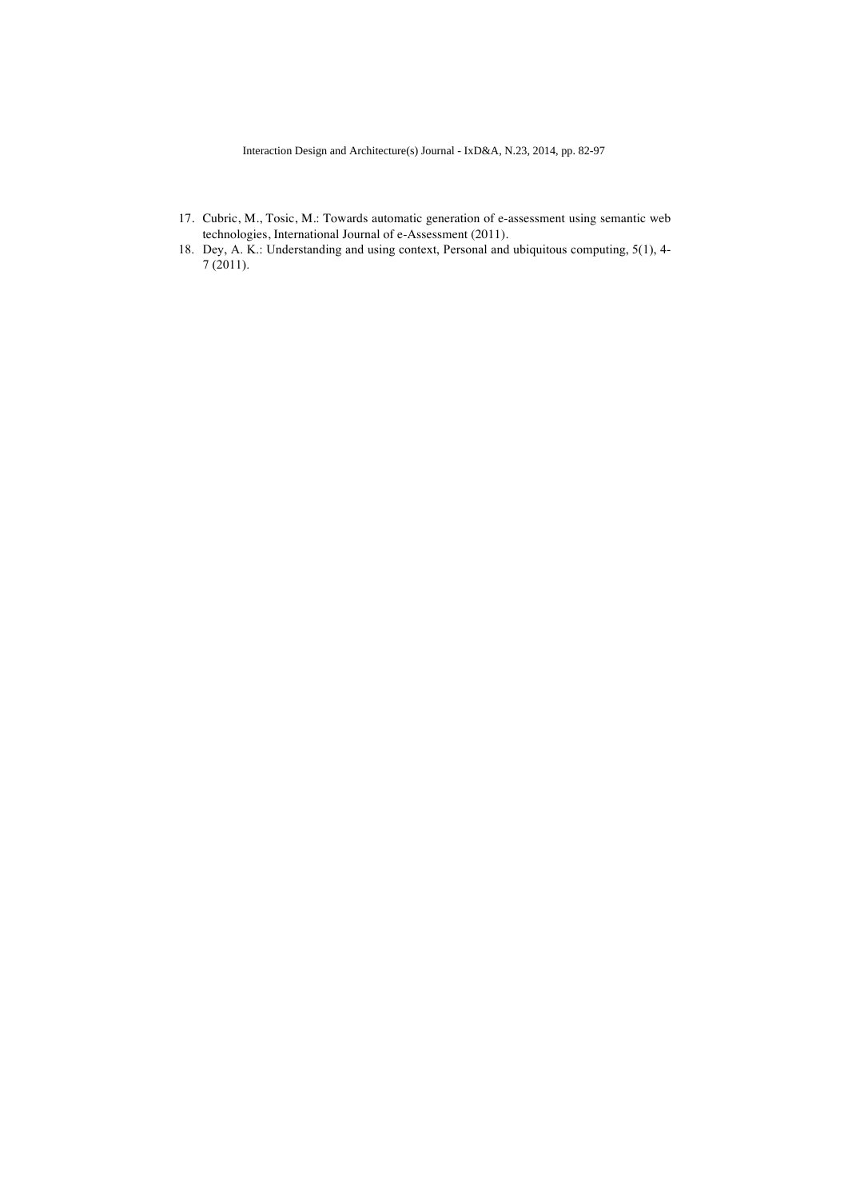17. Cubric, M., Tosic, M.: Towards automatic generation of e-assessment using semantic web technologies, International Journal of e-Assessment (2011).
18. Dey, A. K.: Understanding and using context, Personal and ubiquitous computing, 5(1), 4-7 (2011).